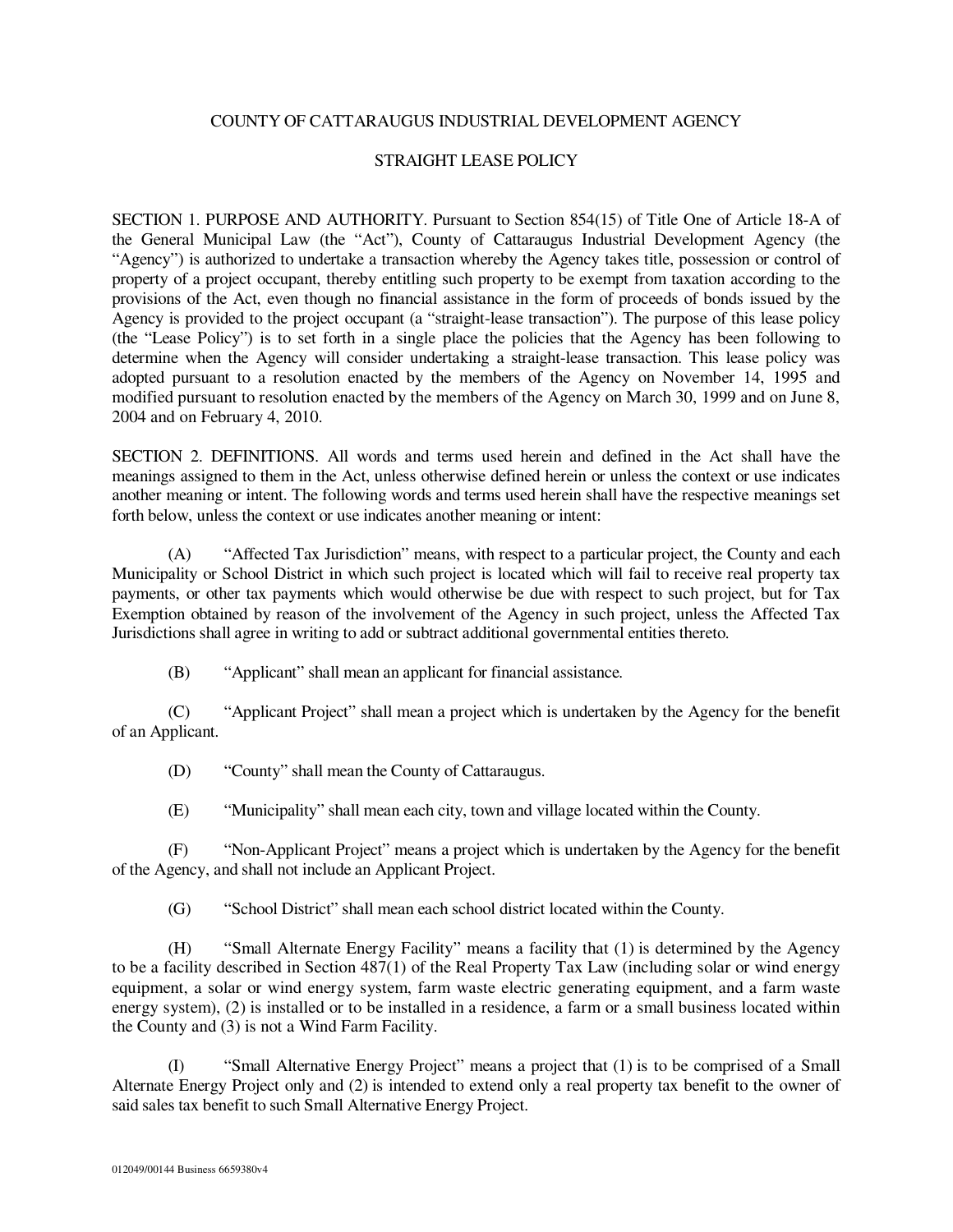# COUNTY OF CATTARAUGUS INDUSTRIAL DEVELOPMENT AGENCY

## STRAIGHT LEASE POLICY

SECTION 1. PURPOSE AND AUTHORITY. Pursuant to Section 854(15) of Title One of Article 18-A of the General Municipal Law (the "Act"), County of Cattaraugus Industrial Development Agency (the "Agency") is authorized to undertake a transaction whereby the Agency takes title, possession or control of property of a project occupant, thereby entitling such property to be exempt from taxation according to the provisions of the Act, even though no financial assistance in the form of proceeds of bonds issued by the Agency is provided to the project occupant (a "straight-lease transaction"). The purpose of this lease policy (the "Lease Policy") is to set forth in a single place the policies that the Agency has been following to determine when the Agency will consider undertaking a straight-lease transaction. This lease policy was adopted pursuant to a resolution enacted by the members of the Agency on November 14, 1995 and modified pursuant to resolution enacted by the members of the Agency on March 30, 1999 and on June 8, 2004 and on February 4, 2010.

SECTION 2. DEFINITIONS. All words and terms used herein and defined in the Act shall have the meanings assigned to them in the Act, unless otherwise defined herein or unless the context or use indicates another meaning or intent. The following words and terms used herein shall have the respective meanings set forth below, unless the context or use indicates another meaning or intent:

(A) "Affected Tax Jurisdiction" means, with respect to a particular project, the County and each Municipality or School District in which such project is located which will fail to receive real property tax payments, or other tax payments which would otherwise be due with respect to such project, but for Tax Exemption obtained by reason of the involvement of the Agency in such project, unless the Affected Tax Jurisdictions shall agree in writing to add or subtract additional governmental entities thereto.

(B) "Applicant" shall mean an applicant for financial assistance.

(C) "Applicant Project" shall mean a project which is undertaken by the Agency for the benefit of an Applicant.

(D) "County" shall mean the County of Cattaraugus.

(E) "Municipality" shall mean each city, town and village located within the County.

(F) "Non-Applicant Project" means a project which is undertaken by the Agency for the benefit of the Agency, and shall not include an Applicant Project.

(G) "School District" shall mean each school district located within the County.

(H) "Small Alternate Energy Facility" means a facility that (1) is determined by the Agency to be a facility described in Section 487(1) of the Real Property Tax Law (including solar or wind energy equipment, a solar or wind energy system, farm waste electric generating equipment, and a farm waste energy system), (2) is installed or to be installed in a residence, a farm or a small business located within the County and (3) is not a Wind Farm Facility.

(I) "Small Alternative Energy Project" means a project that (1) is to be comprised of a Small Alternate Energy Project only and (2) is intended to extend only a real property tax benefit to the owner of said sales tax benefit to such Small Alternative Energy Project.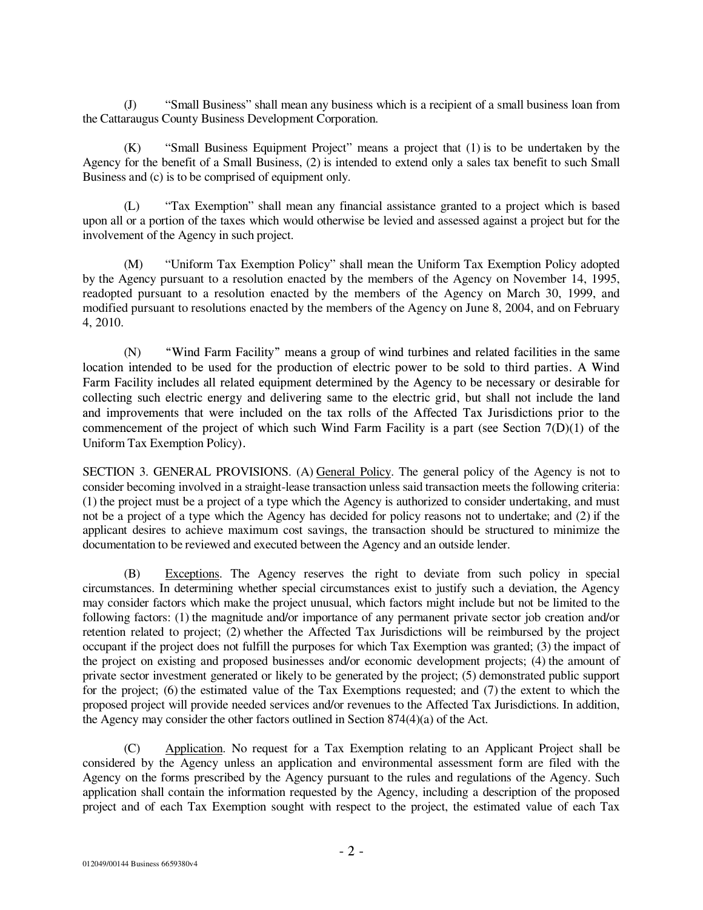(J) "Small Business" shall mean any business which is a recipient of a small business loan from the Cattaraugus County Business Development Corporation.

(K) "Small Business Equipment Project" means a project that (1) is to be undertaken by the Agency for the benefit of a Small Business, (2) is intended to extend only a sales tax benefit to such Small Business and (c) is to be comprised of equipment only.

(L) "Tax Exemption" shall mean any financial assistance granted to a project which is based upon all or a portion of the taxes which would otherwise be levied and assessed against a project but for the involvement of the Agency in such project.

(M) "Uniform Tax Exemption Policy" shall mean the Uniform Tax Exemption Policy adopted by the Agency pursuant to a resolution enacted by the members of the Agency on November 14, 1995, readopted pursuant to a resolution enacted by the members of the Agency on March 30, 1999, and modified pursuant to resolutions enacted by the members of the Agency on June 8, 2004, and on February 4, 2010.

(N) "Wind Farm Facility" means a group of wind turbines and related facilities in the same location intended to be used for the production of electric power to be sold to third parties. A Wind Farm Facility includes all related equipment determined by the Agency to be necessary or desirable for collecting such electric energy and delivering same to the electric grid, but shall not include the land and improvements that were included on the tax rolls of the Affected Tax Jurisdictions prior to the commencement of the project of which such Wind Farm Facility is a part (see Section 7(D)(1) of the Uniform Tax Exemption Policy).

SECTION 3. GENERAL PROVISIONS. (A) General Policy. The general policy of the Agency is not to consider becoming involved in a straight-lease transaction unless said transaction meets the following criteria: (1) the project must be a project of a type which the Agency is authorized to consider undertaking, and must not be a project of a type which the Agency has decided for policy reasons not to undertake; and (2) if the applicant desires to achieve maximum cost savings, the transaction should be structured to minimize the documentation to be reviewed and executed between the Agency and an outside lender.

(B) Exceptions. The Agency reserves the right to deviate from such policy in special circumstances. In determining whether special circumstances exist to justify such a deviation, the Agency may consider factors which make the project unusual, which factors might include but not be limited to the following factors: (1) the magnitude and/or importance of any permanent private sector job creation and/or retention related to project; (2) whether the Affected Tax Jurisdictions will be reimbursed by the project occupant if the project does not fulfill the purposes for which Tax Exemption was granted; (3) the impact of the project on existing and proposed businesses and/or economic development projects; (4) the amount of private sector investment generated or likely to be generated by the project; (5) demonstrated public support for the project; (6) the estimated value of the Tax Exemptions requested; and (7) the extent to which the proposed project will provide needed services and/or revenues to the Affected Tax Jurisdictions. In addition, the Agency may consider the other factors outlined in Section 874(4)(a) of the Act.

(C) Application. No request for a Tax Exemption relating to an Applicant Project shall be considered by the Agency unless an application and environmental assessment form are filed with the Agency on the forms prescribed by the Agency pursuant to the rules and regulations of the Agency. Such application shall contain the information requested by the Agency, including a description of the proposed project and of each Tax Exemption sought with respect to the project, the estimated value of each Tax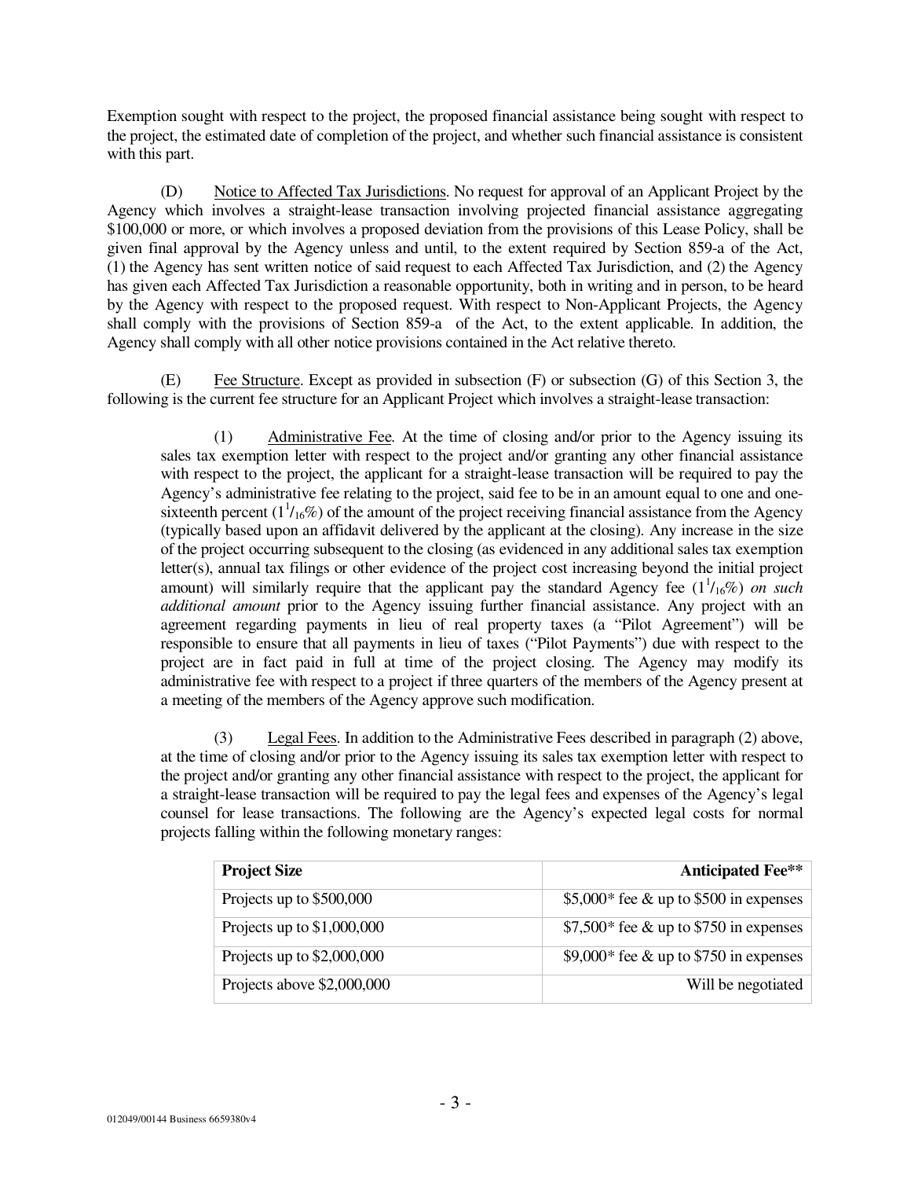Exemption sought with respect to the project, the proposed financial assistance being sought with respect to the project, the estimated date of completion of the project, and whether such financial assistance is consistent with this part.

(D) Notice to Affected Tax Jurisdictions. No request for approval of an Applicant Project by the Agency which involves a straight-lease transaction involving projected financial assistance aggregating $100,000 or more, or which involves a proposed deviation from the provisions of this Lease Policy, shall be given final approval by the Agency unless and until, to the extent required by Section 859-a of the Act, (1) the Agency has sent written notice of said request to each Affected Tax Jurisdiction, and (2) the Agency has given each Affected Tax Jurisdiction a reasonable opportunity, both in writing and in person, to be heard by the Agency with respect to the proposed request. With respect to Non-Applicant Projects, the Agency shall comply with the provisions of Section 859-a of the Act, to the extent applicable. In addition, the Agency shall comply with all other notice provisions contained in the Act relative thereto.

(E) Fee Structure. Except as provided in subsection (F) or subsection (G) of this Section 3, the following is the current fee structure for an Applicant Project which involves a straight-lease transaction:

(1) Administrative Fee. At the time of closing and/or prior to the Agency issuing its sales tax exemption letter with respect to the project and/or granting any other financial assistance with respect to the project, the applicant for a straight-lease transaction will be required to pay the Agency's administrative fee relating to the project, said fee to be in an amount equal to one and one-sixteenth percent ($1^1/_{16}$%) of the amount of the project receiving financial assistance from the Agency (typically based upon an affidavit delivered by the applicant at the closing). Any increase in the size of the project occurring subsequent to the closing (as evidenced in any additional sales tax exemption letter(s), annual tax filings or other evidence of the project cost increasing beyond the initial project amount) will similarly require that the applicant pay the standard Agency fee ($1^1/_{16}$%) *on such additional amount* prior to the Agency issuing further financial assistance. Any project with an agreement regarding payments in lieu of real property taxes (a "Pilot Agreement") will be responsible to ensure that all payments in lieu of taxes ("Pilot Payments") due with respect to the project are in fact paid in full at time of the project closing. The Agency may modify its administrative fee with respect to a project if three quarters of the members of the Agency present at a meeting of the members of the Agency approve such modification.

(3) Legal Fees. In addition to the Administrative Fees described in paragraph (2) above, at the time of closing and/or prior to the Agency issuing its sales tax exemption letter with respect to the project and/or granting any other financial assistance with respect to the project, the applicant for a straight-lease transaction will be required to pay the legal fees and expenses of the Agency's legal counsel for lease transactions. The following are the Agency's expected legal costs for normal projects falling within the following monetary ranges:

| **Project Size** | **Anticipated Fee\*\*** |
|---|---:|
| Projects up to $500,000 | $5,000* fee & up to $500 in expenses |
| Projects up to $1,000,000 | $7,500* fee & up to $750 in expenses |
| Projects up to $2,000,000 | $9,000* fee & up to $750 in expenses |
| Projects above $2,000,000 | Will be negotiated |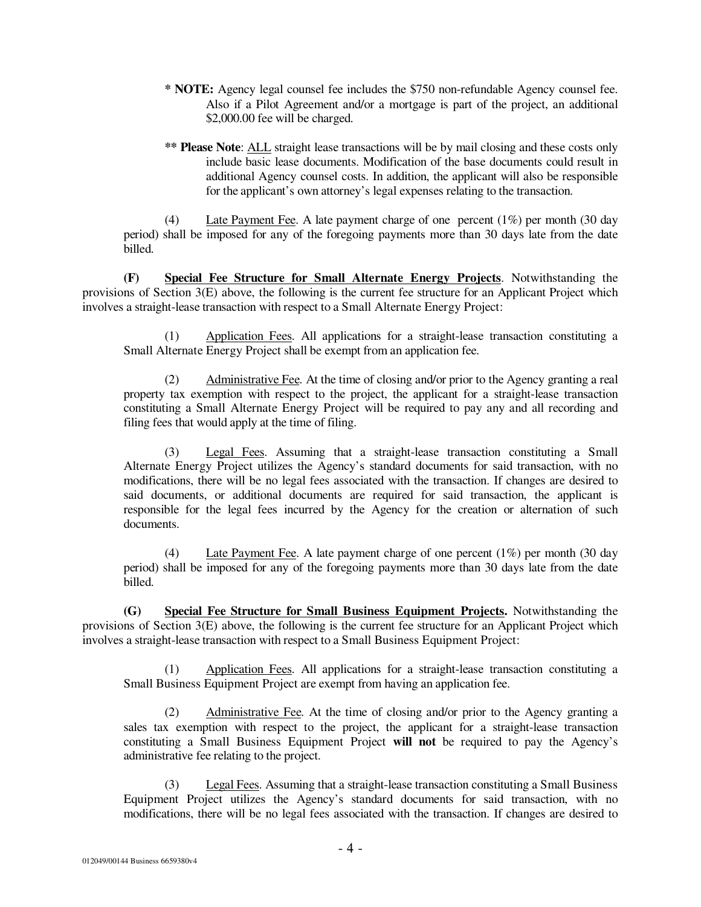\* **NOTE:** Agency legal counsel fee includes the $750 non-refundable Agency counsel fee. Also if a Pilot Agreement and/or a mortgage is part of the project, an additional $2,000.00 fee will be charged.

\*\* **Please Note**: ALL straight lease transactions will be by mail closing and these costs only include basic lease documents. Modification of the base documents could result in additional Agency counsel costs. In addition, the applicant will also be responsible for the applicant's own attorney's legal expenses relating to the transaction.

(4) Late Payment Fee. A late payment charge of one percent (1%) per month (30 day period) shall be imposed for any of the foregoing payments more than 30 days late from the date billed.

**(F) Special Fee Structure for Small Alternate Energy Projects**. Notwithstanding the provisions of Section 3(E) above, the following is the current fee structure for an Applicant Project which involves a straight-lease transaction with respect to a Small Alternate Energy Project:

(1) Application Fees. All applications for a straight-lease transaction constituting a Small Alternate Energy Project shall be exempt from an application fee.

(2) Administrative Fee. At the time of closing and/or prior to the Agency granting a real property tax exemption with respect to the project, the applicant for a straight-lease transaction constituting a Small Alternate Energy Project will be required to pay any and all recording and filing fees that would apply at the time of filing.

(3) Legal Fees. Assuming that a straight-lease transaction constituting a Small Alternate Energy Project utilizes the Agency's standard documents for said transaction, with no modifications, there will be no legal fees associated with the transaction. If changes are desired to said documents, or additional documents are required for said transaction, the applicant is responsible for the legal fees incurred by the Agency for the creation or alternation of such documents.

(4) Late Payment Fee. A late payment charge of one percent (1%) per month (30 day period) shall be imposed for any of the foregoing payments more than 30 days late from the date billed.

**(G) Special Fee Structure for Small Business Equipment Projects.** Notwithstanding the provisions of Section 3(E) above, the following is the current fee structure for an Applicant Project which involves a straight-lease transaction with respect to a Small Business Equipment Project:

(1) Application Fees. All applications for a straight-lease transaction constituting a Small Business Equipment Project are exempt from having an application fee.

(2) Administrative Fee. At the time of closing and/or prior to the Agency granting a sales tax exemption with respect to the project, the applicant for a straight-lease transaction constituting a Small Business Equipment Project **will not** be required to pay the Agency's administrative fee relating to the project.

(3) Legal Fees. Assuming that a straight-lease transaction constituting a Small Business Equipment Project utilizes the Agency's standard documents for said transaction, with no modifications, there will be no legal fees associated with the transaction. If changes are desired to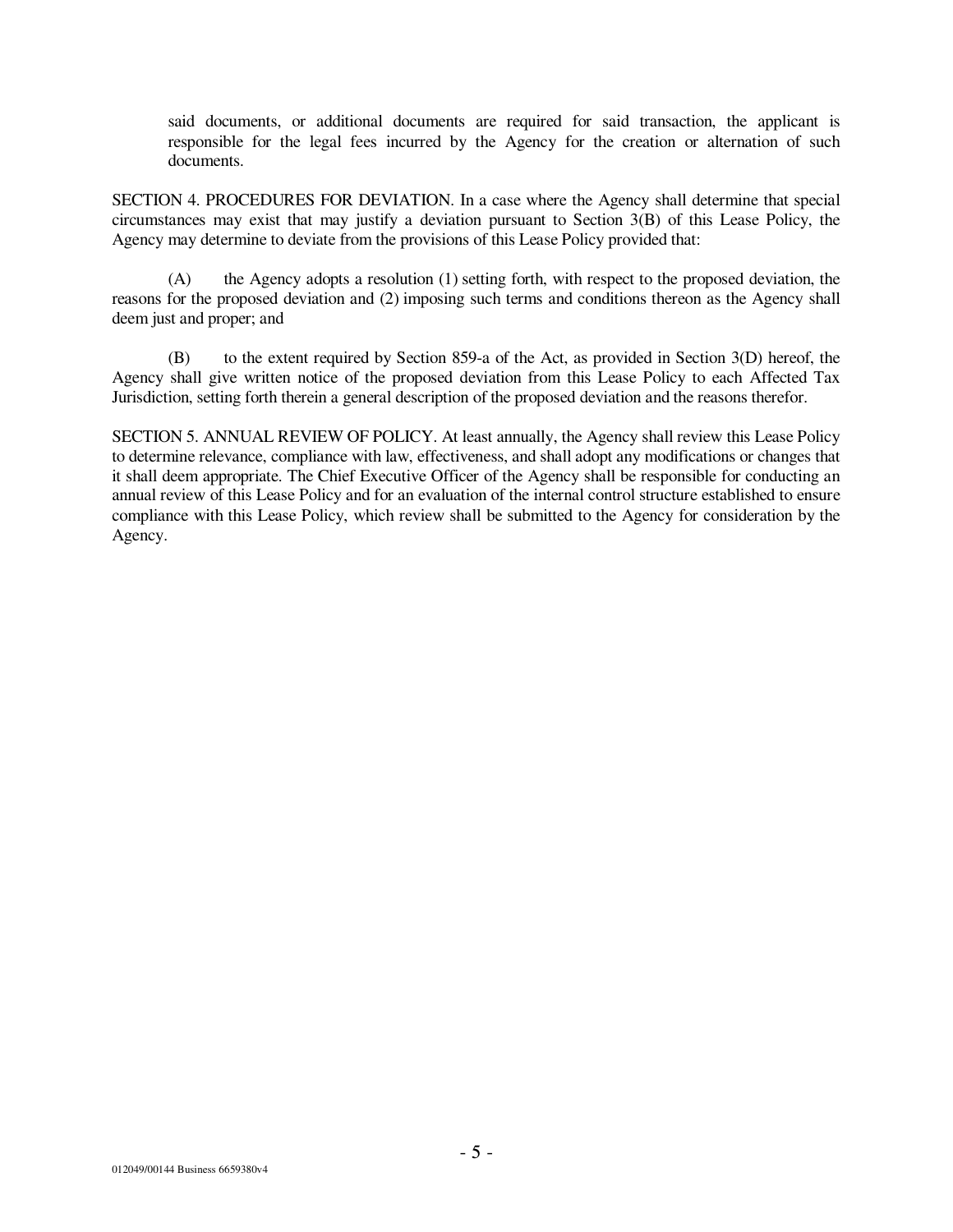said documents, or additional documents are required for said transaction, the applicant is responsible for the legal fees incurred by the Agency for the creation or alternation of such documents.

SECTION 4. PROCEDURES FOR DEVIATION. In a case where the Agency shall determine that special circumstances may exist that may justify a deviation pursuant to Section 3(B) of this Lease Policy, the Agency may determine to deviate from the provisions of this Lease Policy provided that:

(A) the Agency adopts a resolution (1) setting forth, with respect to the proposed deviation, the reasons for the proposed deviation and (2) imposing such terms and conditions thereon as the Agency shall deem just and proper; and

(B) to the extent required by Section 859-a of the Act, as provided in Section 3(D) hereof, the Agency shall give written notice of the proposed deviation from this Lease Policy to each Affected Tax Jurisdiction, setting forth therein a general description of the proposed deviation and the reasons therefor.

SECTION 5. ANNUAL REVIEW OF POLICY. At least annually, the Agency shall review this Lease Policy to determine relevance, compliance with law, effectiveness, and shall adopt any modifications or changes that it shall deem appropriate. The Chief Executive Officer of the Agency shall be responsible for conducting an annual review of this Lease Policy and for an evaluation of the internal control structure established to ensure compliance with this Lease Policy, which review shall be submitted to the Agency for consideration by the Agency.

012049/00144 Business 6659380v4